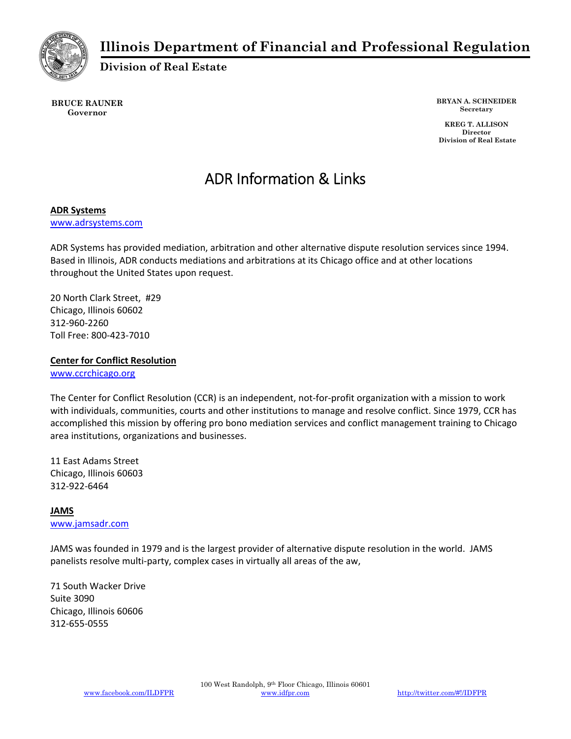# Illinois Department of Financial and Professional Regulation

## Division of Real Estate

**BRUCE RAUNER**
**Governor**

**BRYAN A. SCHNEIDER**
**Secretary**

**KREG T. ALLISON**
**Director**
**Division of Real Estate**

# ADR Information & Links

**ADR Systems**
[www.adrsystems.com](www.adrsystems.com)

ADR Systems has provided mediation, arbitration and other alternative dispute resolution services since 1994. Based in Illinois, ADR conducts mediations and arbitrations at its Chicago office and at other locations throughout the United States upon request.

20 North Clark Street, #29
Chicago, Illinois 60602
312-960-2260
Toll Free: 800-423-7010

**Center for Conflict Resolution**
[www.ccrchicago.org](www.ccrchicago.org)

The Center for Conflict Resolution (CCR) is an independent, not-for-profit organization with a mission to work with individuals, communities, courts and other institutions to manage and resolve conflict. Since 1979, CCR has accomplished this mission by offering pro bono mediation services and conflict management training to Chicago area institutions, organizations and businesses.

11 East Adams Street
Chicago, Illinois 60603
312-922-6464

**JAMS**
[www.jamsadr.com](www.jamsadr.com)

JAMS was founded in 1979 and is the largest provider of alternative dispute resolution in the world. JAMS panelists resolve multi-party, complex cases in virtually all areas of the aw,

71 South Wacker Drive
Suite 3090
Chicago, Illinois 60606
312-655-0555

100 West Randolph, 9th Floor Chicago, Illinois 60601
www.facebook.com/ILDFPR www.idfpr.com http://twitter.com/#!/IDFPR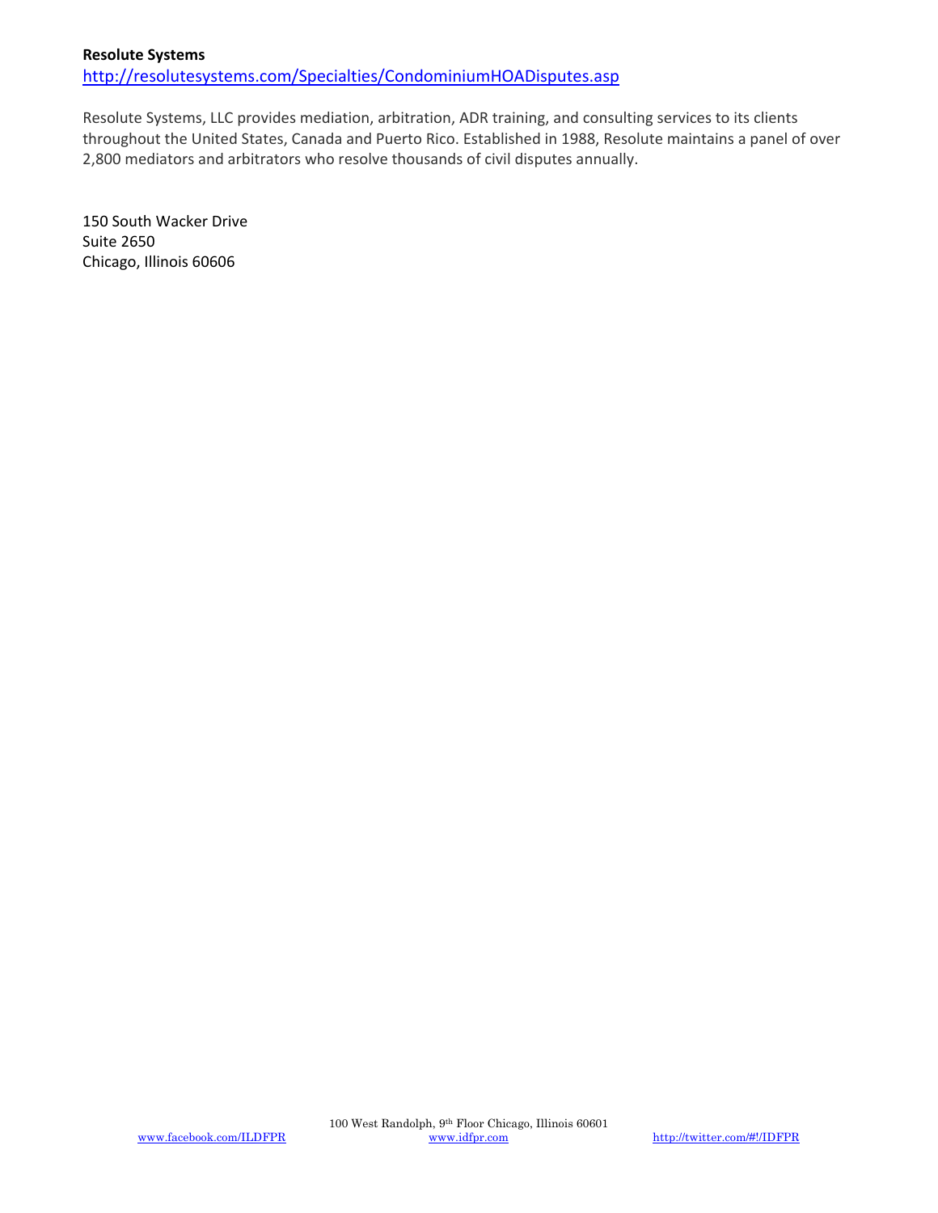**Resolute Systems**

http://resolutesystems.com/Specialties/CondominiumHOADisputes.asp

Resolute Systems, LLC provides mediation, arbitration, ADR training, and consulting services to its clients throughout the United States, Canada and Puerto Rico. Established in 1988, Resolute maintains a panel of over 2,800 mediators and arbitrators who resolve thousands of civil disputes annually.

150 South Wacker Drive
Suite 2650
Chicago, Illinois 60606